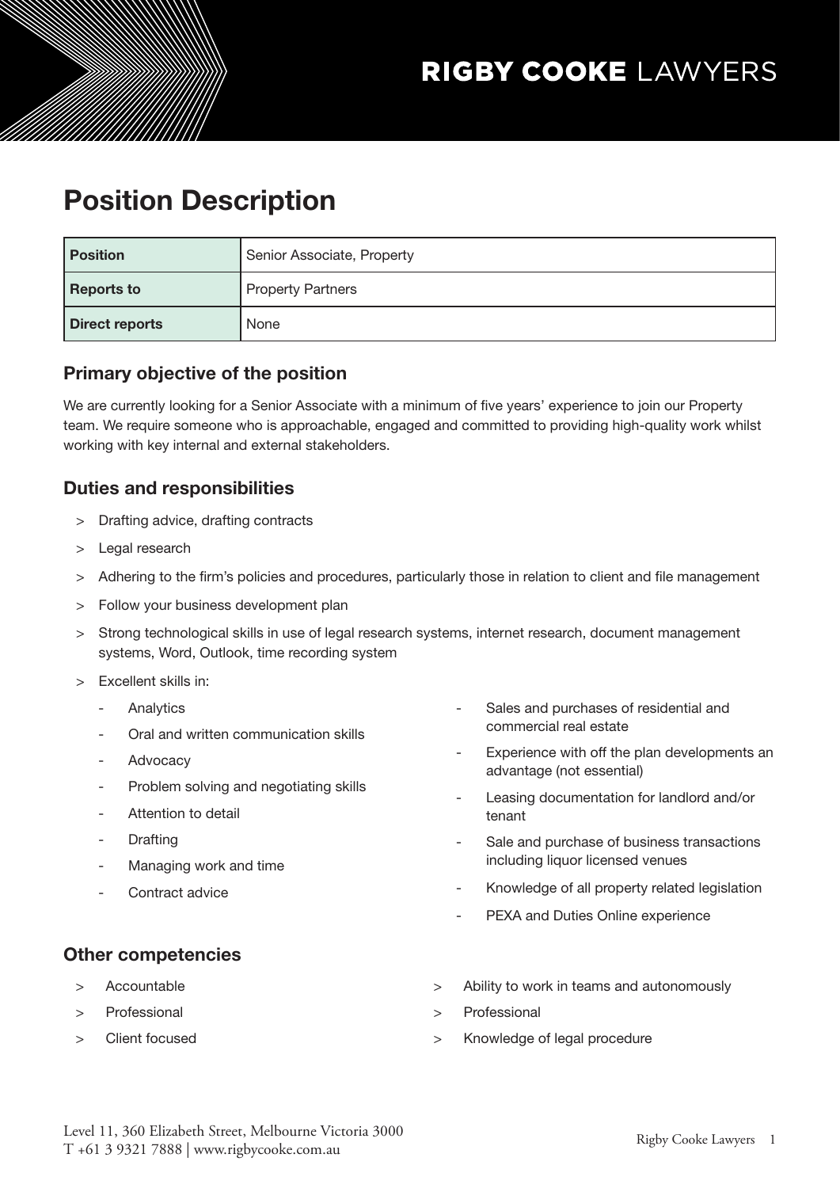RIGBY COOKE LAWYERS

# Position Description

| Position | Senior Associate, Property |
|---|---|
| Reports to | Property Partners |
| Direct reports | None |

## Primary objective of the position

We are currently looking for a Senior Associate with a minimum of five years' experience to join our Property team. We require someone who is approachable, engaged and committed to providing high-quality work whilst working with key internal and external stakeholders.

## Duties and responsibilities

- Drafting advice, drafting contracts
- Legal research
- Adhering to the firm's policies and procedures, particularly those in relation to client and file management
- Follow your business development plan
- Strong technological skills in use of legal research systems, internet research, document management systems, Word, Outlook, time recording system
- Excellent skills in:
  - Analytics
  - Oral and written communication skills
  - Advocacy
  - Problem solving and negotiating skills
  - Attention to detail
  - Drafting
  - Managing work and time
  - Contract advice
  - Sales and purchases of residential and commercial real estate
  - Experience with off the plan developments an advantage (not essential)
  - Leasing documentation for landlord and/or tenant
  - Sale and purchase of business transactions including liquor licensed venues
  - Knowledge of all property related legislation
  - PEXA and Duties Online experience

## Other competencies

- Accountable
- Professional
- Client focused
- Ability to work in teams and autonomously
- Professional
- Knowledge of legal procedure

Level 11, 360 Elizabeth Street, Melbourne Victoria 3000
T +61 3 9321 7888 | www.rigbycooke.com.au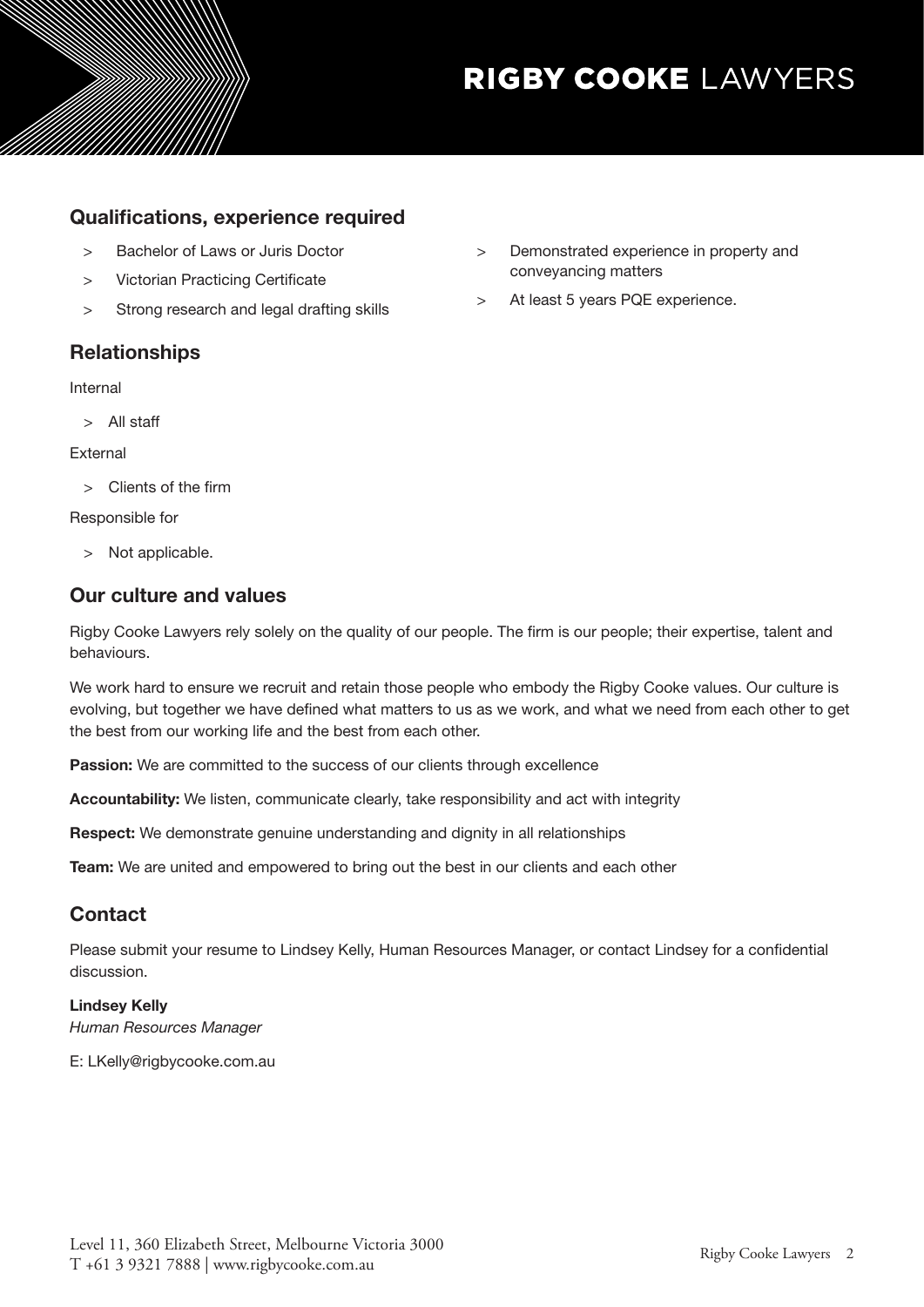## Qualifications, experience required

- Bachelor of Laws or Juris Doctor
- Victorian Practicing Certificate
- Strong research and legal drafting skills
- Demonstrated experience in property and conveyancing matters
- At least 5 years PQE experience.

## Relationships

Internal

- All staff

External

- Clients of the firm

Responsible for

- Not applicable.

## Our culture and values

Rigby Cooke Lawyers rely solely on the quality of our people. The firm is our people; their expertise, talent and behaviours.

We work hard to ensure we recruit and retain those people who embody the Rigby Cooke values. Our culture is evolving, but together we have defined what matters to us as we work, and what we need from each other to get the best from our working life and the best from each other.

**Passion:** We are committed to the success of our clients through excellence

**Accountability:** We listen, communicate clearly, take responsibility and act with integrity

**Respect:** We demonstrate genuine understanding and dignity in all relationships

**Team:** We are united and empowered to bring out the best in our clients and each other

## Contact

Please submit your resume to Lindsey Kelly, Human Resources Manager, or contact Lindsey for a confidential discussion.

**Lindsey Kelly**
*Human Resources Manager*

E: LKelly@rigbycooke.com.au

Level 11, 360 Elizabeth Street, Melbourne Victoria 3000
T +61 3 9321 7888 | www.rigbycooke.com.au